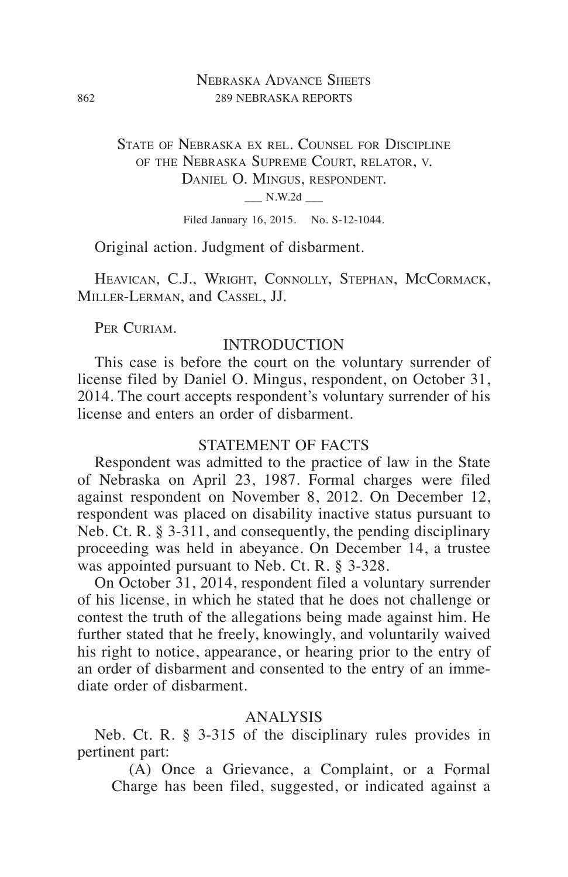State of Nebraska ex rel. Counsel for Discipline of the Nebraska Supreme Court, relator, v. Daniel O. Mingus, respondent.

\_\_\_ N.W.2d \_\_\_

Filed January 16, 2015. No. S-12-1044.

Original action. Judgment of disbarment.

Heavican, C.J., Wright, Connolly, Stephan, McCormack, Miller-Lerman, and Cassel, JJ.

Per Curiam.

## INTRODUCTION

This case is before the court on the voluntary surrender of license filed by Daniel O. Mingus, respondent, on October 31, 2014. The court accepts respondent's voluntary surrender of his license and enters an order of disbarment.

## STATEMENT OF FACTS

Respondent was admitted to the practice of law in the State of Nebraska on April 23, 1987. Formal charges were filed against respondent on November 8, 2012. On December 12, respondent was placed on disability inactive status pursuant to Neb. Ct. R. § 3-311, and consequently, the pending disciplinary proceeding was held in abeyance. On December 14, a trustee was appointed pursuant to Neb. Ct. R. § 3-328.

On October 31, 2014, respondent filed a voluntary surrender of his license, in which he stated that he does not challenge or contest the truth of the allegations being made against him. He further stated that he freely, knowingly, and voluntarily waived his right to notice, appearance, or hearing prior to the entry of an order of disbarment and consented to the entry of an immediate order of disbarment.

## ANALYSIS

Neb. Ct. R. § 3-315 of the disciplinary rules provides in pertinent part:

> (A) Once a Grievance, a Complaint, or a Formal Charge has been filed, suggested, or indicated against a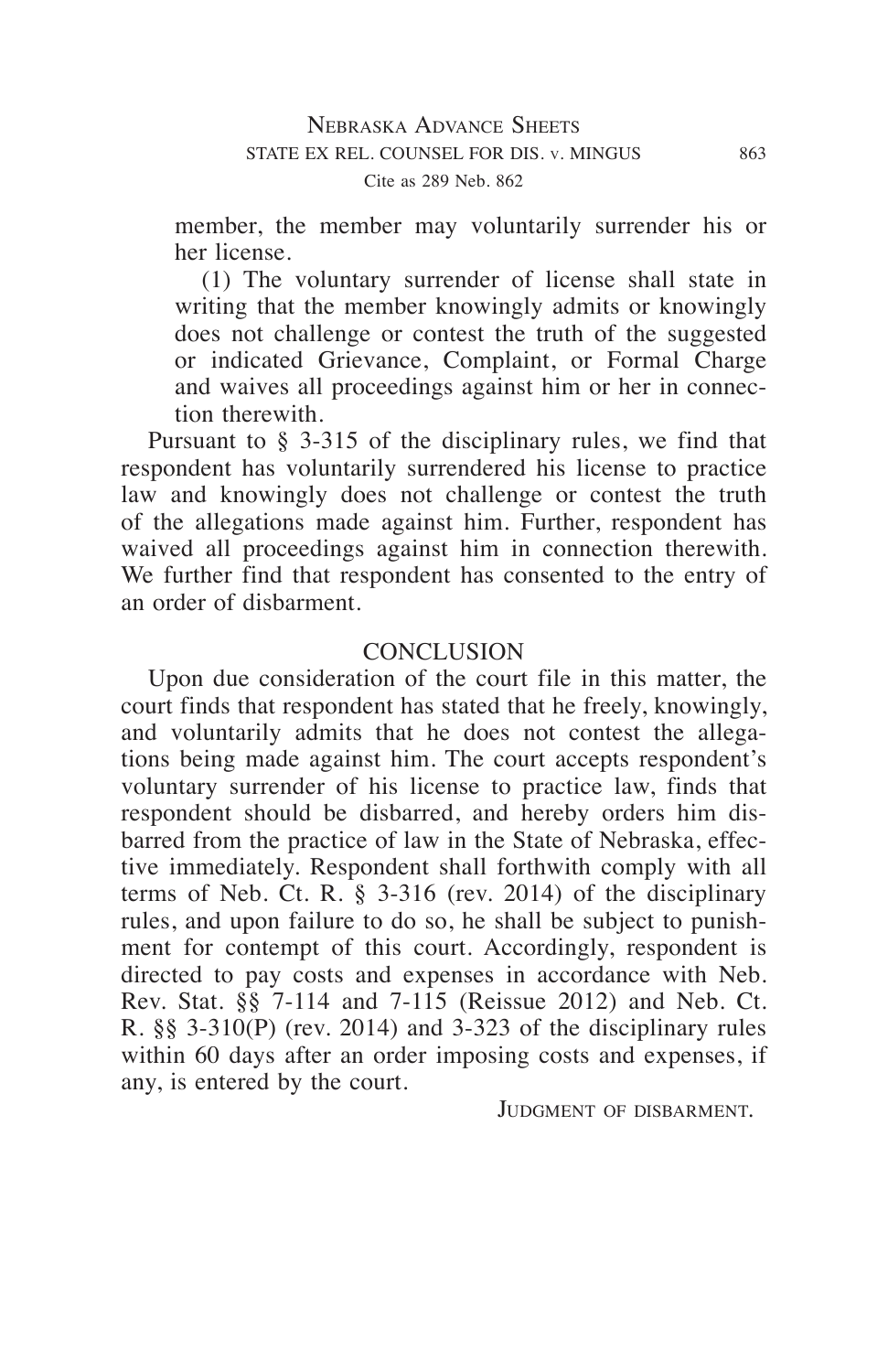member, the member may voluntarily surrender his or her license.

(1) The voluntary surrender of license shall state in writing that the member knowingly admits or knowingly does not challenge or contest the truth of the suggested or indicated Grievance, Complaint, or Formal Charge and waives all proceedings against him or her in connection therewith.

Pursuant to § 3-315 of the disciplinary rules, we find that respondent has voluntarily surrendered his license to practice law and knowingly does not challenge or contest the truth of the allegations made against him. Further, respondent has waived all proceedings against him in connection therewith. We further find that respondent has consented to the entry of an order of disbarment.

## CONCLUSION

Upon due consideration of the court file in this matter, the court finds that respondent has stated that he freely, knowingly, and voluntarily admits that he does not contest the allegations being made against him. The court accepts respondent's voluntary surrender of his license to practice law, finds that respondent should be disbarred, and hereby orders him disbarred from the practice of law in the State of Nebraska, effective immediately. Respondent shall forthwith comply with all terms of Neb. Ct. R. § 3-316 (rev. 2014) of the disciplinary rules, and upon failure to do so, he shall be subject to punishment for contempt of this court. Accordingly, respondent is directed to pay costs and expenses in accordance with Neb. Rev. Stat. §§ 7-114 and 7-115 (Reissue 2012) and Neb. Ct. R. §§ 3-310(P) (rev. 2014) and 3-323 of the disciplinary rules within 60 days after an order imposing costs and expenses, if any, is entered by the court.

Judgment of disbarment.